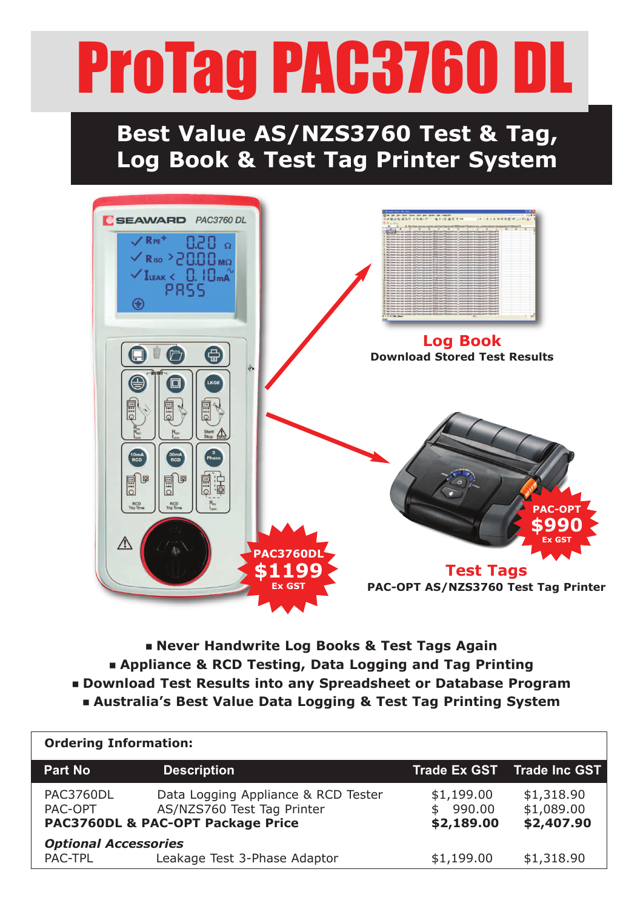# ProTag PAC3760 DL

## Best Value AS/NZS3760 Test & Tag, Log Book & Test Tag Printer System

**Log Book**
**Download Stored Test Results**

PAC-OPT
$990
Ex GST

PAC3760DL
$1199
Ex GST

**Test Tags**
**PAC-OPT AS/NZS3760 Test Tag Printer**

- **Never Handwrite Log Books & Test Tags Again**
- **Appliance & RCD Testing, Data Logging and Tag Printing**
- **Download Test Results into any Spreadsheet or Database Program**
- **Australia's Best Value Data Logging & Test Tag Printing System**

**Ordering Information:**

| Part No | Description | Trade Ex GST | Trade Inc GST |
|---|---|---|---|
| PAC3760DL | Data Logging Appliance & RCD Tester | $1,199.00 | $1,318.90 |
| PAC-OPT | AS/NZS760 Test Tag Printer | $ 990.00 | $1,089.00 |
| **PAC3760DL & PAC-OPT Package Price** | | **$2,189.00** | **$2,407.90** |
| ***Optional Accessories*** | | | |
| PAC-TPL | Leakage Test 3-Phase Adaptor | $1,199.00 | $1,318.90 |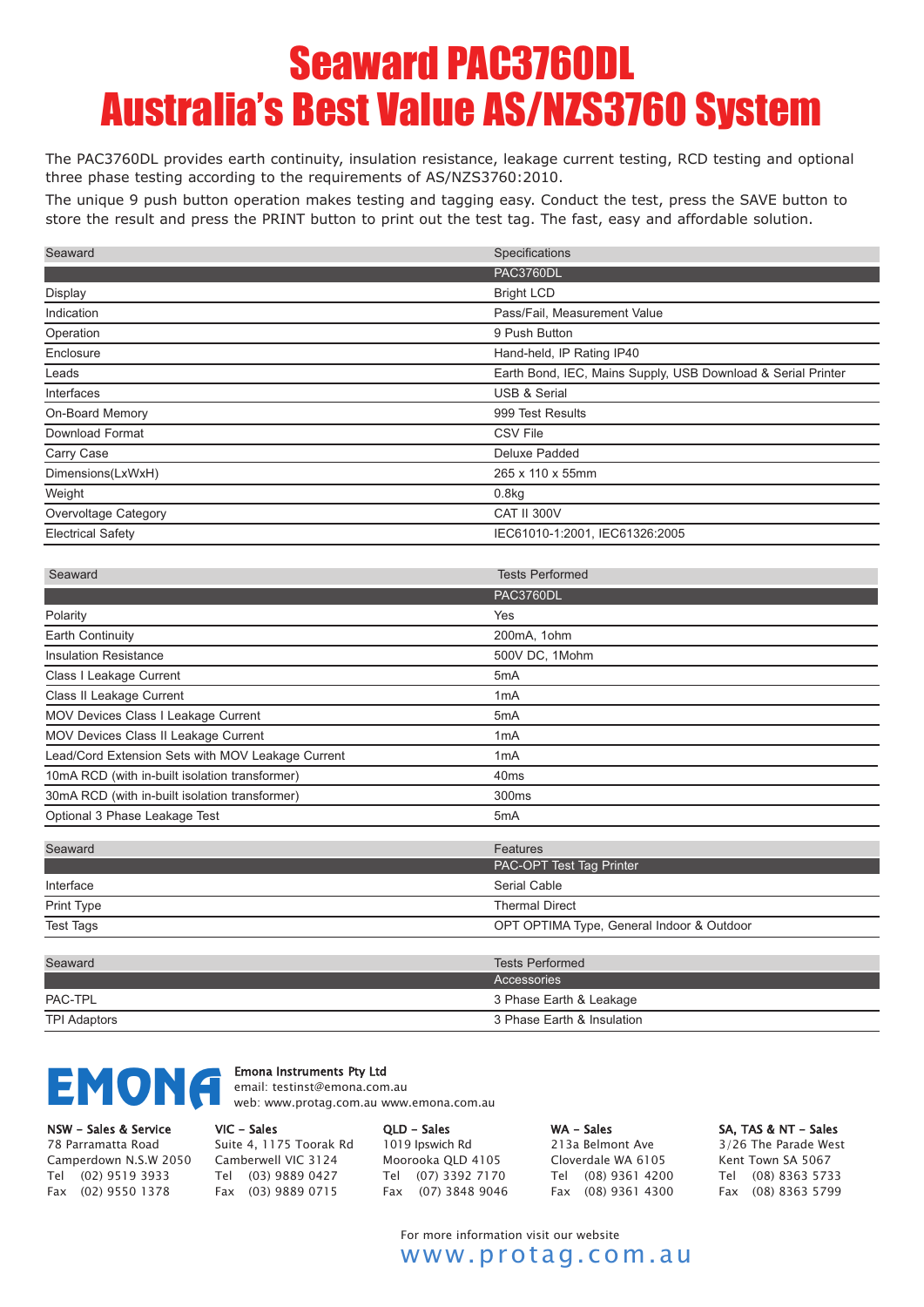# Seaward PAC3760DL
# Australia's Best Value AS/NZS3760 System

The PAC3760DL provides earth continuity, insulation resistance, leakage current testing, RCD testing and optional three phase testing according to the requirements of AS/NZS3760:2010.

The unique 9 push button operation makes testing and tagging easy. Conduct the test, press the SAVE button to store the result and press the PRINT button to print out the test tag. The fast, easy and affordable solution.

| Seaward | Specifications |
|---|---|
| | PAC3760DL |
| Display | Bright LCD |
| Indication | Pass/Fail, Measurement Value |
| Operation | 9 Push Button |
| Enclosure | Hand-held, IP Rating IP40 |
| Leads | Earth Bond, IEC, Mains Supply, USB Download & Serial Printer |
| Interfaces | USB & Serial |
| On-Board Memory | 999 Test Results |
| Download Format | CSV File |
| Carry Case | Deluxe Padded |
| Dimensions(LxWxH) | 265 x 110 x 55mm |
| Weight | 0.8kg |
| Overvoltage Category | CAT II 300V |
| Electrical Safety | IEC61010-1:2001, IEC61326:2005 |

| Seaward | Tests Performed |
|---|---|
| | PAC3760DL |
| Polarity | Yes |
| Earth Continuity | 200mA, 1ohm |
| Insulation Resistance | 500V DC, 1Mohm |
| Class I Leakage Current | 5mA |
| Class II Leakage Current | 1mA |
| MOV Devices Class I Leakage Current | 5mA |
| MOV Devices Class II Leakage Current | 1mA |
| Lead/Cord Extension Sets with MOV Leakage Current | 1mA |
| 10mA RCD (with in-built isolation transformer) | 40ms |
| 30mA RCD (with in-built isolation transformer) | 300ms |
| Optional 3 Phase Leakage Test | 5mA |

| Seaward | Features |
|---|---|
| | PAC-OPT Test Tag Printer |
| Interface | Serial Cable |
| Print Type | Thermal Direct |
| Test Tags | OPT OPTIMA Type, General Indoor & Outdoor |

| Seaward | Tests Performed |
|---|---|
| | Accessories |
| PAC-TPL | 3 Phase Earth & Leakage |
| TPI Adaptors | 3 Phase Earth & Insulation |

EMONA

**Emona Instruments Pty Ltd**
email: testinst@emona.com.au
web: www.protag.com.au www.emona.com.au

**NSW – Sales & Service**
78 Parramatta Road
Camperdown N.S.W 2050
Tel (02) 9519 3933
Fax (02) 9550 1378

**VIC – Sales**
Suite 4, 1175 Toorak Rd
Camberwell VIC 3124
Tel (03) 9889 0427
Fax (03) 9889 0715

**QLD – Sales**
1019 Ipswich Rd
Moorooka QLD 4105
Tel (07) 3392 7170
Fax (07) 3848 9046

**WA – Sales**
213a Belmont Ave
Cloverdale WA 6105
Tel (08) 9361 4200
Fax (08) 9361 4300

**SA, TAS & NT – Sales**
3/26 The Parade West
Kent Town SA 5067
Tel (08) 8363 5733
Fax (08) 8363 5799

For more information visit our website
www.protag.com.au